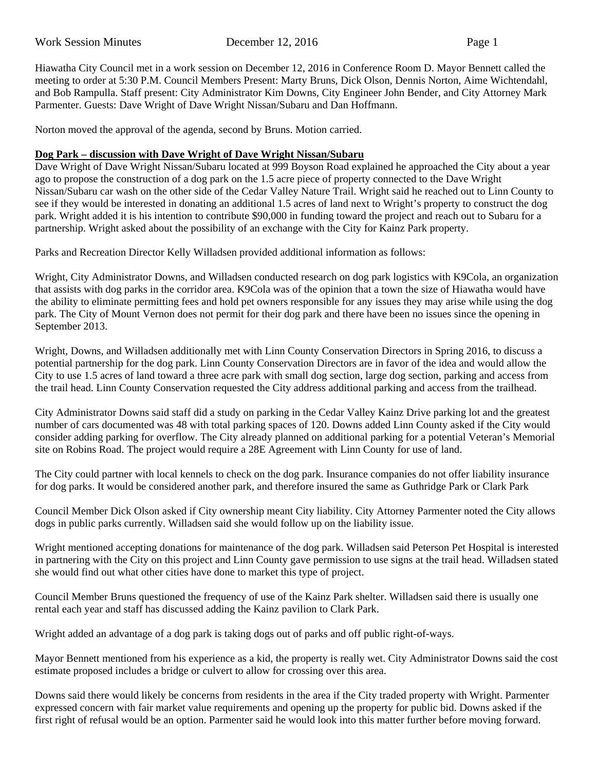Hiawatha City Council met in a work session on December 12, 2016 in Conference Room D. Mayor Bennett called the meeting to order at 5:30 P.M. Council Members Present: Marty Bruns, Dick Olson, Dennis Norton, Aime Wichtendahl, and Bob Rampulla. Staff present: City Administrator Kim Downs, City Engineer John Bender, and City Attorney Mark Parmenter. Guests: Dave Wright of Dave Wright Nissan/Subaru and Dan Hoffmann.

Norton moved the approval of the agenda, second by Bruns. Motion carried.

**Dog Park – discussion with Dave Wright of Dave Wright Nissan/Subaru**

Dave Wright of Dave Wright Nissan/Subaru located at 999 Boyson Road explained he approached the City about a year ago to propose the construction of a dog park on the 1.5 acre piece of property connected to the Dave Wright Nissan/Subaru car wash on the other side of the Cedar Valley Nature Trail. Wright said he reached out to Linn County to see if they would be interested in donating an additional 1.5 acres of land next to Wright's property to construct the dog park. Wright added it is his intention to contribute $90,000 in funding toward the project and reach out to Subaru for a partnership. Wright asked about the possibility of an exchange with the City for Kainz Park property.

Parks and Recreation Director Kelly Willadsen provided additional information as follows:

Wright, City Administrator Downs, and Willadsen conducted research on dog park logistics with K9Cola, an organization that assists with dog parks in the corridor area. K9Cola was of the opinion that a town the size of Hiawatha would have the ability to eliminate permitting fees and hold pet owners responsible for any issues they may arise while using the dog park. The City of Mount Vernon does not permit for their dog park and there have been no issues since the opening in September 2013.

Wright, Downs, and Willadsen additionally met with Linn County Conservation Directors in Spring 2016, to discuss a potential partnership for the dog park. Linn County Conservation Directors are in favor of the idea and would allow the City to use 1.5 acres of land toward a three acre park with small dog section, large dog section, parking and access from the trail head. Linn County Conservation requested the City address additional parking and access from the trailhead.

City Administrator Downs said staff did a study on parking in the Cedar Valley Kainz Drive parking lot and the greatest number of cars documented was 48 with total parking spaces of 120. Downs added Linn County asked if the City would consider adding parking for overflow. The City already planned on additional parking for a potential Veteran's Memorial site on Robins Road. The project would require a 28E Agreement with Linn County for use of land.

The City could partner with local kennels to check on the dog park. Insurance companies do not offer liability insurance for dog parks. It would be considered another park, and therefore insured the same as Guthridge Park or Clark Park

Council Member Dick Olson asked if City ownership meant City liability. City Attorney Parmenter noted the City allows dogs in public parks currently. Willadsen said she would follow up on the liability issue.

Wright mentioned accepting donations for maintenance of the dog park. Willadsen said Peterson Pet Hospital is interested in partnering with the City on this project and Linn County gave permission to use signs at the trail head. Willadsen stated she would find out what other cities have done to market this type of project.

Council Member Bruns questioned the frequency of use of the Kainz Park shelter. Willadsen said there is usually one rental each year and staff has discussed adding the Kainz pavilion to Clark Park.

Wright added an advantage of a dog park is taking dogs out of parks and off public right-of-ways.

Mayor Bennett mentioned from his experience as a kid, the property is really wet. City Administrator Downs said the cost estimate proposed includes a bridge or culvert to allow for crossing over this area.

Downs said there would likely be concerns from residents in the area if the City traded property with Wright. Parmenter expressed concern with fair market value requirements and opening up the property for public bid. Downs asked if the first right of refusal would be an option. Parmenter said he would look into this matter further before moving forward.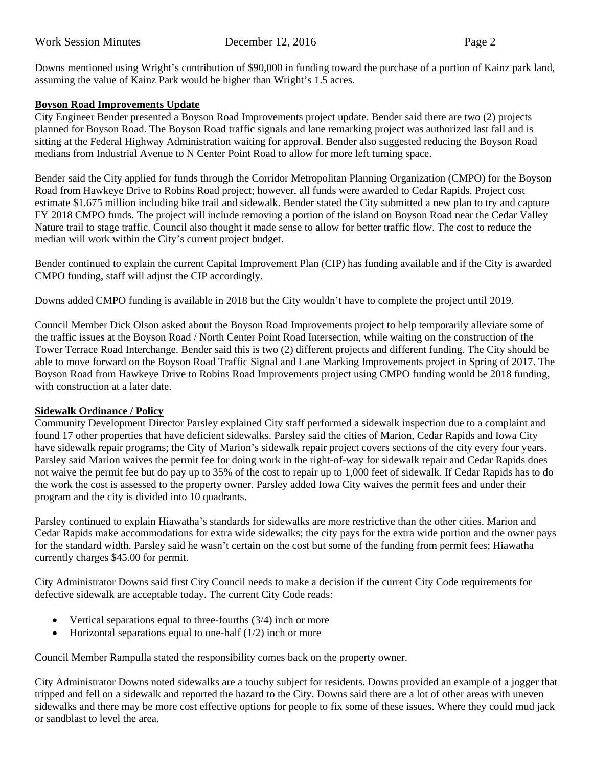Downs mentioned using Wright's contribution of $90,000 in funding toward the purchase of a portion of Kainz park land, assuming the value of Kainz Park would be higher than Wright's 1.5 acres.

**Boyson Road Improvements Update**

City Engineer Bender presented a Boyson Road Improvements project update. Bender said there are two (2) projects planned for Boyson Road. The Boyson Road traffic signals and lane remarking project was authorized last fall and is sitting at the Federal Highway Administration waiting for approval. Bender also suggested reducing the Boyson Road medians from Industrial Avenue to N Center Point Road to allow for more left turning space.

Bender said the City applied for funds through the Corridor Metropolitan Planning Organization (CMPO) for the Boyson Road from Hawkeye Drive to Robins Road project; however, all funds were awarded to Cedar Rapids. Project cost estimate $1.675 million including bike trail and sidewalk. Bender stated the City submitted a new plan to try and capture FY 2018 CMPO funds. The project will include removing a portion of the island on Boyson Road near the Cedar Valley Nature trail to stage traffic. Council also thought it made sense to allow for better traffic flow. The cost to reduce the median will work within the City's current project budget.

Bender continued to explain the current Capital Improvement Plan (CIP) has funding available and if the City is awarded CMPO funding, staff will adjust the CIP accordingly.

Downs added CMPO funding is available in 2018 but the City wouldn't have to complete the project until 2019.

Council Member Dick Olson asked about the Boyson Road Improvements project to help temporarily alleviate some of the traffic issues at the Boyson Road / North Center Point Road Intersection, while waiting on the construction of the Tower Terrace Road Interchange. Bender said this is two (2) different projects and different funding. The City should be able to move forward on the Boyson Road Traffic Signal and Lane Marking Improvements project in Spring of 2017. The Boyson Road from Hawkeye Drive to Robins Road Improvements project using CMPO funding would be 2018 funding, with construction at a later date.

**Sidewalk Ordinance / Policy**

Community Development Director Parsley explained City staff performed a sidewalk inspection due to a complaint and found 17 other properties that have deficient sidewalks. Parsley said the cities of Marion, Cedar Rapids and Iowa City have sidewalk repair programs; the City of Marion's sidewalk repair project covers sections of the city every four years. Parsley said Marion waives the permit fee for doing work in the right-of-way for sidewalk repair and Cedar Rapids does not waive the permit fee but do pay up to 35% of the cost to repair up to 1,000 feet of sidewalk. If Cedar Rapids has to do the work the cost is assessed to the property owner. Parsley added Iowa City waives the permit fees and under their program and the city is divided into 10 quadrants.

Parsley continued to explain Hiawatha's standards for sidewalks are more restrictive than the other cities. Marion and Cedar Rapids make accommodations for extra wide sidewalks; the city pays for the extra wide portion and the owner pays for the standard width. Parsley said he wasn't certain on the cost but some of the funding from permit fees; Hiawatha currently charges $45.00 for permit.

City Administrator Downs said first City Council needs to make a decision if the current City Code requirements for defective sidewalk are acceptable today. The current City Code reads:

- Vertical separations equal to three-fourths (3/4) inch or more
- Horizontal separations equal to one-half (1/2) inch or more

Council Member Rampulla stated the responsibility comes back on the property owner.

City Administrator Downs noted sidewalks are a touchy subject for residents. Downs provided an example of a jogger that tripped and fell on a sidewalk and reported the hazard to the City. Downs said there are a lot of other areas with uneven sidewalks and there may be more cost effective options for people to fix some of these issues. Where they could mud jack or sandblast to level the area.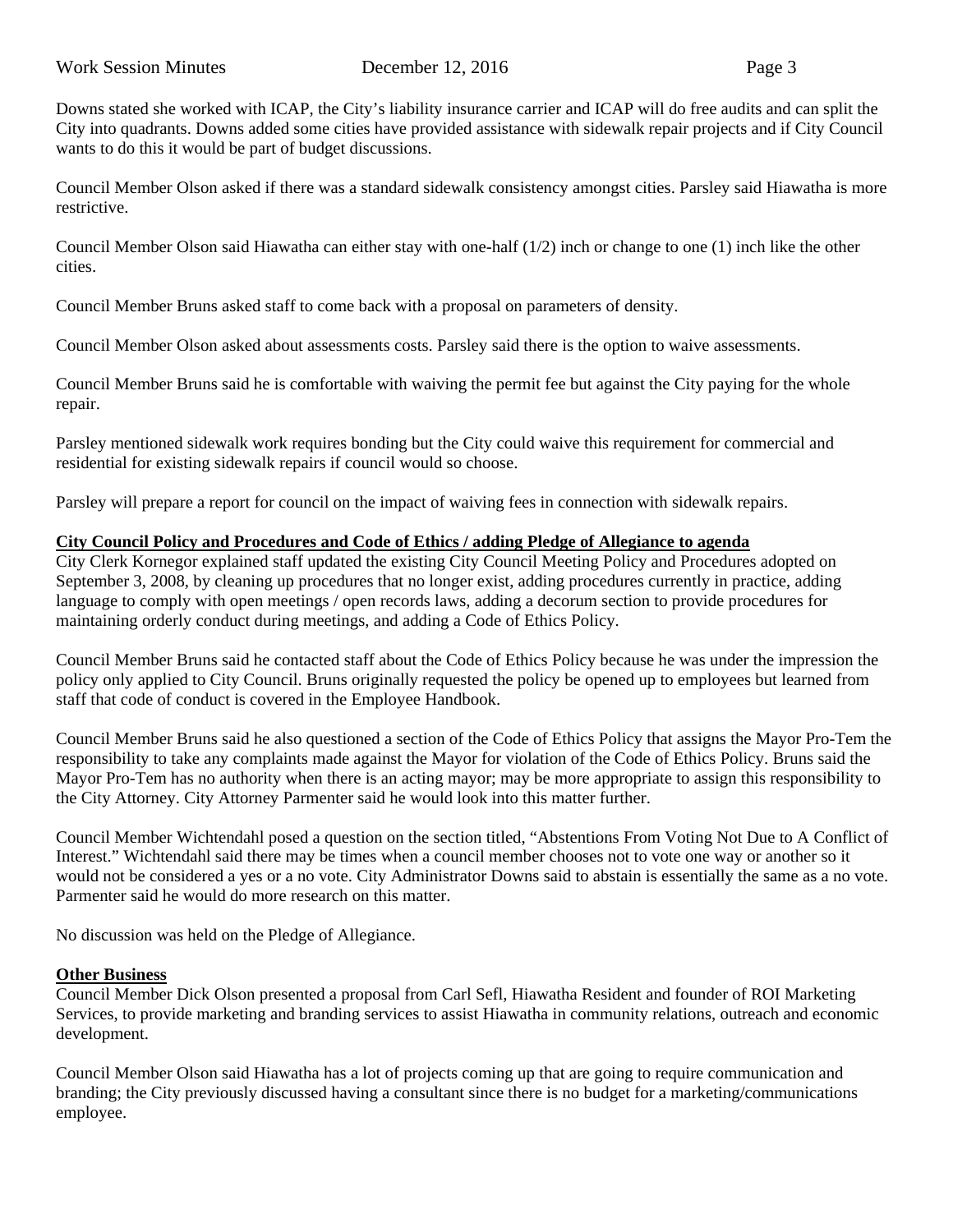Downs stated she worked with ICAP, the City's liability insurance carrier and ICAP will do free audits and can split the City into quadrants. Downs added some cities have provided assistance with sidewalk repair projects and if City Council wants to do this it would be part of budget discussions.

Council Member Olson asked if there was a standard sidewalk consistency amongst cities. Parsley said Hiawatha is more restrictive.

Council Member Olson said Hiawatha can either stay with one-half (1/2) inch or change to one (1) inch like the other cities.

Council Member Bruns asked staff to come back with a proposal on parameters of density.

Council Member Olson asked about assessments costs. Parsley said there is the option to waive assessments.

Council Member Bruns said he is comfortable with waiving the permit fee but against the City paying for the whole repair.

Parsley mentioned sidewalk work requires bonding but the City could waive this requirement for commercial and residential for existing sidewalk repairs if council would so choose.

Parsley will prepare a report for council on the impact of waiving fees in connection with sidewalk repairs.

**City Council Policy and Procedures and Code of Ethics / adding Pledge of Allegiance to agenda**

City Clerk Kornegor explained staff updated the existing City Council Meeting Policy and Procedures adopted on September 3, 2008, by cleaning up procedures that no longer exist, adding procedures currently in practice, adding language to comply with open meetings / open records laws, adding a decorum section to provide procedures for maintaining orderly conduct during meetings, and adding a Code of Ethics Policy.

Council Member Bruns said he contacted staff about the Code of Ethics Policy because he was under the impression the policy only applied to City Council. Bruns originally requested the policy be opened up to employees but learned from staff that code of conduct is covered in the Employee Handbook.

Council Member Bruns said he also questioned a section of the Code of Ethics Policy that assigns the Mayor Pro-Tem the responsibility to take any complaints made against the Mayor for violation of the Code of Ethics Policy. Bruns said the Mayor Pro-Tem has no authority when there is an acting mayor; may be more appropriate to assign this responsibility to the City Attorney. City Attorney Parmenter said he would look into this matter further.

Council Member Wichtendahl posed a question on the section titled, "Abstentions From Voting Not Due to A Conflict of Interest." Wichtendahl said there may be times when a council member chooses not to vote one way or another so it would not be considered a yes or a no vote. City Administrator Downs said to abstain is essentially the same as a no vote. Parmenter said he would do more research on this matter.

No discussion was held on the Pledge of Allegiance.

**Other Business**

Council Member Dick Olson presented a proposal from Carl Sefl, Hiawatha Resident and founder of ROI Marketing Services, to provide marketing and branding services to assist Hiawatha in community relations, outreach and economic development.

Council Member Olson said Hiawatha has a lot of projects coming up that are going to require communication and branding; the City previously discussed having a consultant since there is no budget for a marketing/communications employee.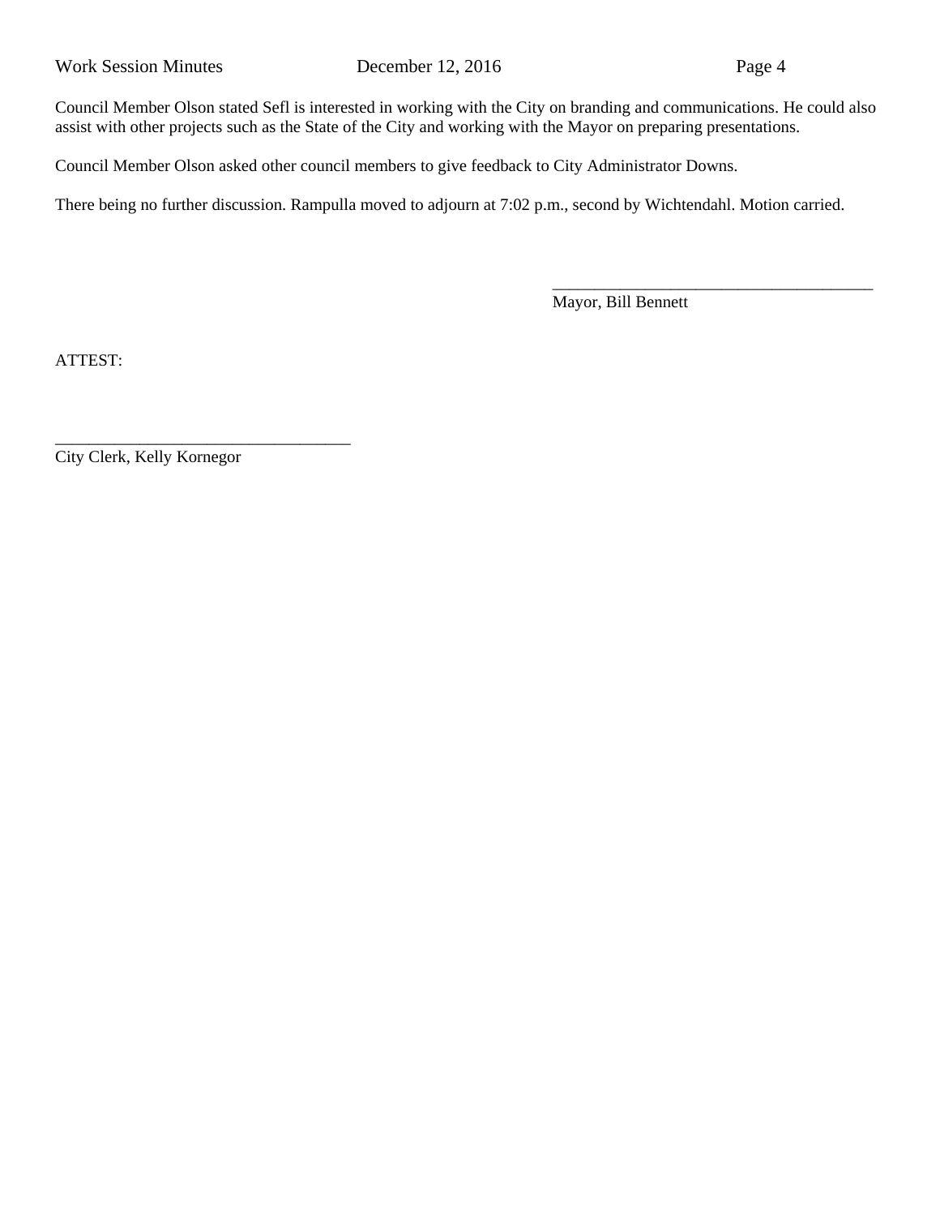Council Member Olson stated Sefl is interested in working with the City on branding and communications. He could also assist with other projects such as the State of the City and working with the Mayor on preparing presentations.

Council Member Olson asked other council members to give feedback to City Administrator Downs.

There being no further discussion. Rampulla moved to adjourn at 7:02 p.m., second by Wichtendahl. Motion carried.

\_\_\_\_\_\_\_\_\_\_\_\_\_\_\_\_\_\_\_\_\_\_\_\_\_\_\_\_\_\_\_\_\_\_\_\_\_\_\_\_
Mayor, Bill Bennett

ATTEST:

\_\_\_\_\_\_\_\_\_\_\_\_\_\_\_\_\_\_\_\_\_\_\_\_\_\_\_\_\_\_\_\_\_\_\_\_\_
City Clerk, Kelly Kornegor